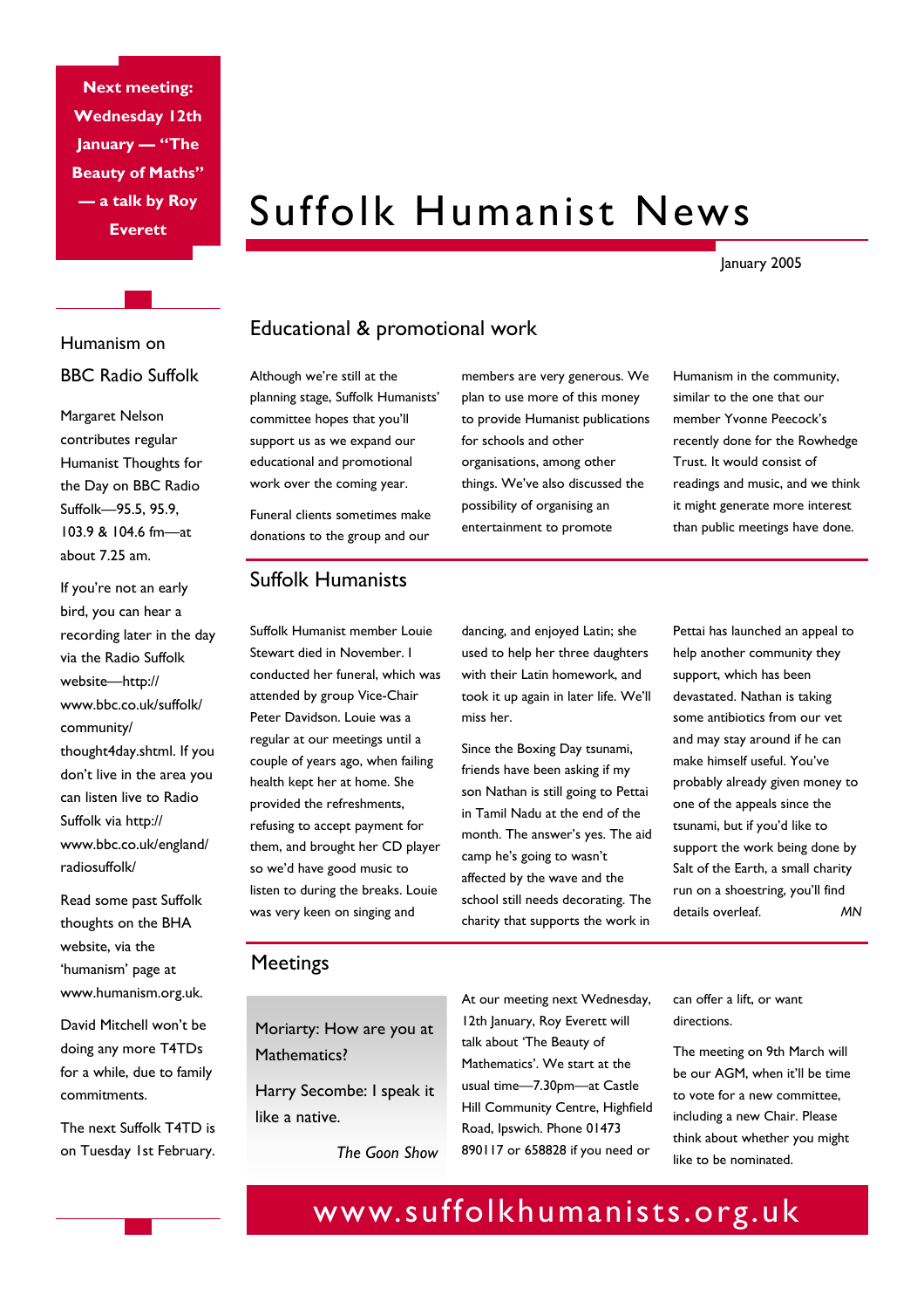**Next meeting: Wednesday 12th January — "The Beauty of Maths" — a talk by Roy Everett**

# Suffolk Humanist News

January 2005

## Educational & promotional work

Although we're still at the planning stage, Suffolk Humanists' committee hopes that you'll support us as we expand our educational and promotional work over the coming year.

Funeral clients sometimes make donations to the group and our members are very generous. We plan to use more of this money to provide Humanist publications for schools and other organisations, among other things. We've also discussed the possibility of organising an entertainment to promote Humanism in the community, similar to the one that our member Yvonne Peecock's recently done for the Rowhedge Trust. It would consist of readings and music, and we think it might generate more interest than public meetings have done.

## Suffolk Humanists

Suffolk Humanist member Louie Stewart died in November. I conducted her funeral, which was attended by group Vice-Chair Peter Davidson. Louie was a regular at our meetings until a couple of years ago, when failing health kept her at home. She provided the refreshments, refusing to accept payment for them, and brought her CD player so we'd have good music to listen to during the breaks. Louie was very keen on singing and dancing, and enjoyed Latin; she used to help her three daughters with their Latin homework, and took it up again in later life. We'll miss her.

Since the Boxing Day tsunami, friends have been asking if my son Nathan is still going to Pettai in Tamil Nadu at the end of the month. The answer's yes. The aid camp he's going to wasn't affected by the wave and the school still needs decorating. The charity that supports the work in Pettai has launched an appeal to help another community they support, which has been devastated. Nathan is taking some antibiotics from our vet and may stay around if he can make himself useful. You've probably already given money to one of the appeals since the tsunami, but if you'd like to support the work being done by Salt of the Earth, a small charity run on a shoestring, you'll find details overleaf. *MN*

## Meetings

> Moriarty: How are you at Mathematics?
>
> Harry Secombe: I speak it like a native.
>
> *The Goon Show*

At our meeting next Wednesday, 12th January, Roy Everett will talk about 'The Beauty of Mathematics'. We start at the usual time—7.30pm—at Castle Hill Community Centre, Highfield Road, Ipswich. Phone 01473 890117 or 658828 if you need or can offer a lift, or want directions.

The meeting on 9th March will be our AGM, when it'll be time to vote for a new committee, including a new Chair. Please think about whether you might like to be nominated.

## Humanism on BBC Radio Suffolk

Margaret Nelson contributes regular Humanist Thoughts for the Day on BBC Radio Suffolk—95.5, 95.9, 103.9 & 104.6 fm—at about 7.25 am.

If you're not an early bird, you can hear a recording later in the day via the Radio Suffolk website—http://www.bbc.co.uk/suffolk/community/thought4day.shtml. If you don't live in the area you can listen live to Radio Suffolk via http://www.bbc.co.uk/england/radiosuffolk/

Read some past Suffolk thoughts on the BHA website, via the 'humanism' page at www.humanism.org.uk.

David Mitchell won't be doing any more T4TDs for a while, due to family commitments.

The next Suffolk T4TD is on Tuesday 1st February.

www.suffolkhumanists.org.uk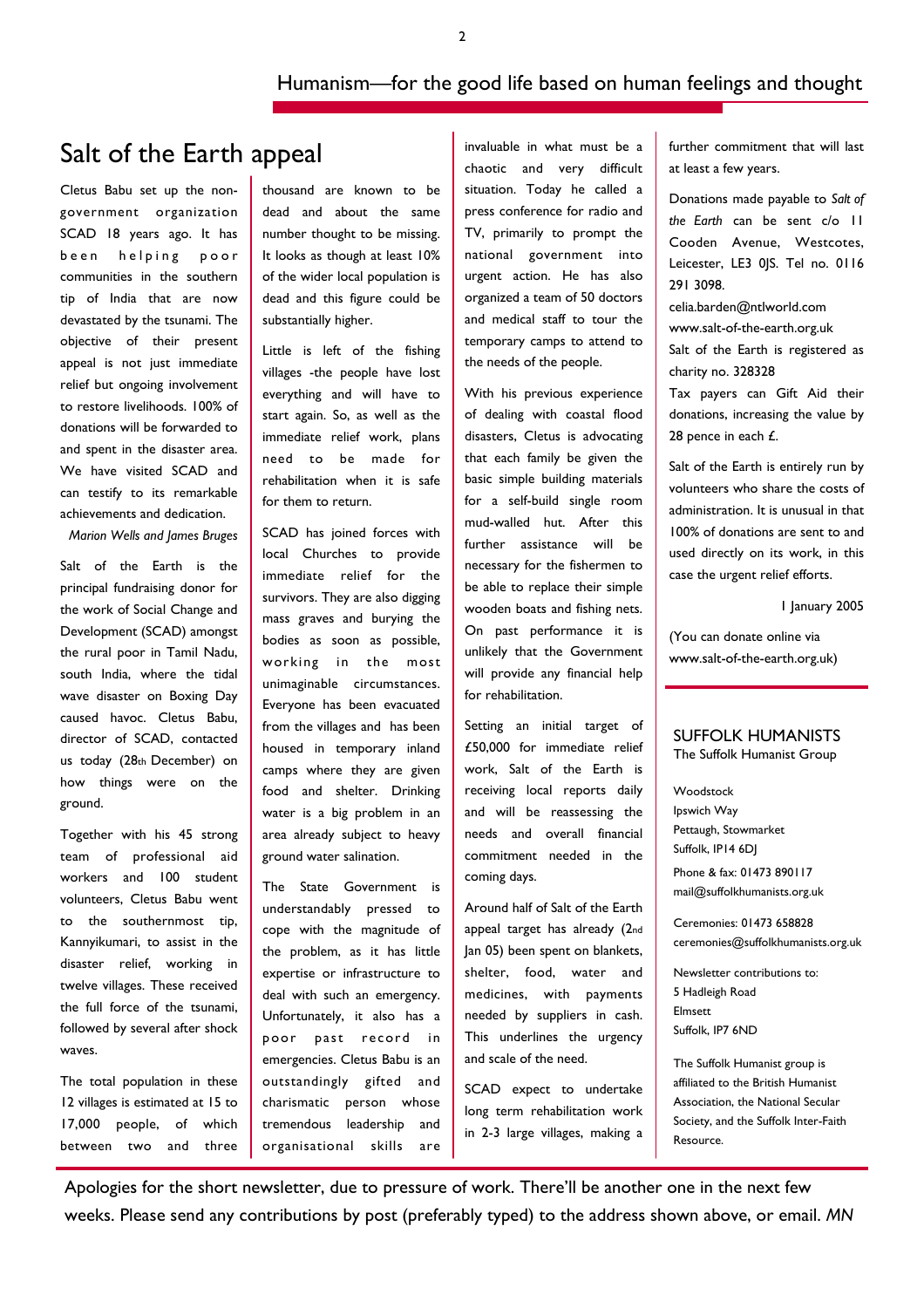# Salt of the Earth appeal

Cletus Babu set up the non-government organization SCAD 18 years ago. It has been helping poor communities in the southern tip of India that are now devastated by the tsunami. The objective of their present appeal is not just immediate relief but ongoing involvement to restore livelihoods. 100% of donations will be forwarded to and spent in the disaster area. We have visited SCAD and can testify to its remarkable achievements and dedication.

*Marion Wells and James Bruges*

Salt of the Earth is the principal fundraising donor for the work of Social Change and Development (SCAD) amongst the rural poor in Tamil Nadu, south India, where the tidal wave disaster on Boxing Day caused havoc. Cletus Babu, director of SCAD, contacted us today (28th December) on how things were on the ground.

Together with his 45 strong team of professional aid workers and 100 student volunteers, Cletus Babu went to the southernmost tip, Kannyikumari, to assist in the disaster relief, working in twelve villages. These received the full force of the tsunami, followed by several after shock waves.

The total population in these 12 villages is estimated at 15 to 17,000 people, of which between two and three thousand are known to be dead and about the same number thought to be missing. It looks as though at least 10% of the wider local population is dead and this figure could be substantially higher.

Little is left of the fishing villages -the people have lost everything and will have to start again. So, as well as the immediate relief work, plans need to be made for rehabilitation when it is safe for them to return.

SCAD has joined forces with local Churches to provide immediate relief for the survivors. They are also digging mass graves and burying the bodies as soon as possible, working in the most unimaginable circumstances. Everyone has been evacuated from the villages and has been housed in temporary inland camps where they are given food and shelter. Drinking water is a big problem in an area already subject to heavy ground water salination.

The State Government is understandably pressed to cope with the magnitude of the problem, as it has little expertise or infrastructure to deal with such an emergency. Unfortunately, it also has a poor past record in emergencies. Cletus Babu is an outstandingly gifted and charismatic person whose tremendous leadership and organisational skills are invaluable in what must be a chaotic and very difficult situation. Today he called a press conference for radio and TV, primarily to prompt the national government into urgent action. He has also organized a team of 50 doctors and medical staff to tour the temporary camps to attend to the needs of the people.

With his previous experience of dealing with coastal flood disasters, Cletus is advocating that each family be given the basic simple building materials for a self-build single room mud-walled hut. After this further assistance will be necessary for the fishermen to be able to replace their simple wooden boats and fishing nets. On past performance it is unlikely that the Government will provide any financial help for rehabilitation.

Setting an initial target of £50,000 for immediate relief work, Salt of the Earth is receiving local reports daily and will be reassessing the needs and overall financial commitment needed in the coming days.

Around half of Salt of the Earth appeal target has already (2nd Jan 05) been spent on blankets, shelter, food, water and medicines, with payments needed by suppliers in cash. This underlines the urgency and scale of the need.

SCAD expect to undertake long term rehabilitation work in 2-3 large villages, making a further commitment that will last at least a few years.

Donations made payable to *Salt of the Earth* can be sent c/o 11 Cooden Avenue, Westcotes, Leicester, LE3 0JS. Tel no. 0116 291 3098.

celia.barden@ntlworld.com
www.salt-of-the-earth.org.uk

Salt of the Earth is registered as charity no. 328328

Tax payers can Gift Aid their donations, increasing the value by 28 pence in each £.

Salt of the Earth is entirely run by volunteers who share the costs of administration. It is unusual in that 100% of donations are sent to and used directly on its work, in this case the urgent relief efforts.

1 January 2005

(You can donate online via www.salt-of-the-earth.org.uk)

## SUFFOLK HUMANISTS

The Suffolk Humanist Group

Woodstock
Ipswich Way
Pettaugh, Stowmarket
Suffolk, IP14 6DJ

Phone & fax: 01473 890117
mail@suffolkhumanists.org.uk

Ceremonies: 01473 658828
ceremonies@suffolkhumanists.org.uk

Newsletter contributions to:
5 Hadleigh Road
Elmsett
Suffolk, IP7 6ND

The Suffolk Humanist group is affiliated to the British Humanist Association, the National Secular Society, and the Suffolk Inter-Faith Resource.

Apologies for the short newsletter, due to pressure of work. There'll be another one in the next few weeks. Please send any contributions by post (preferably typed) to the address shown above, or email. *MN*